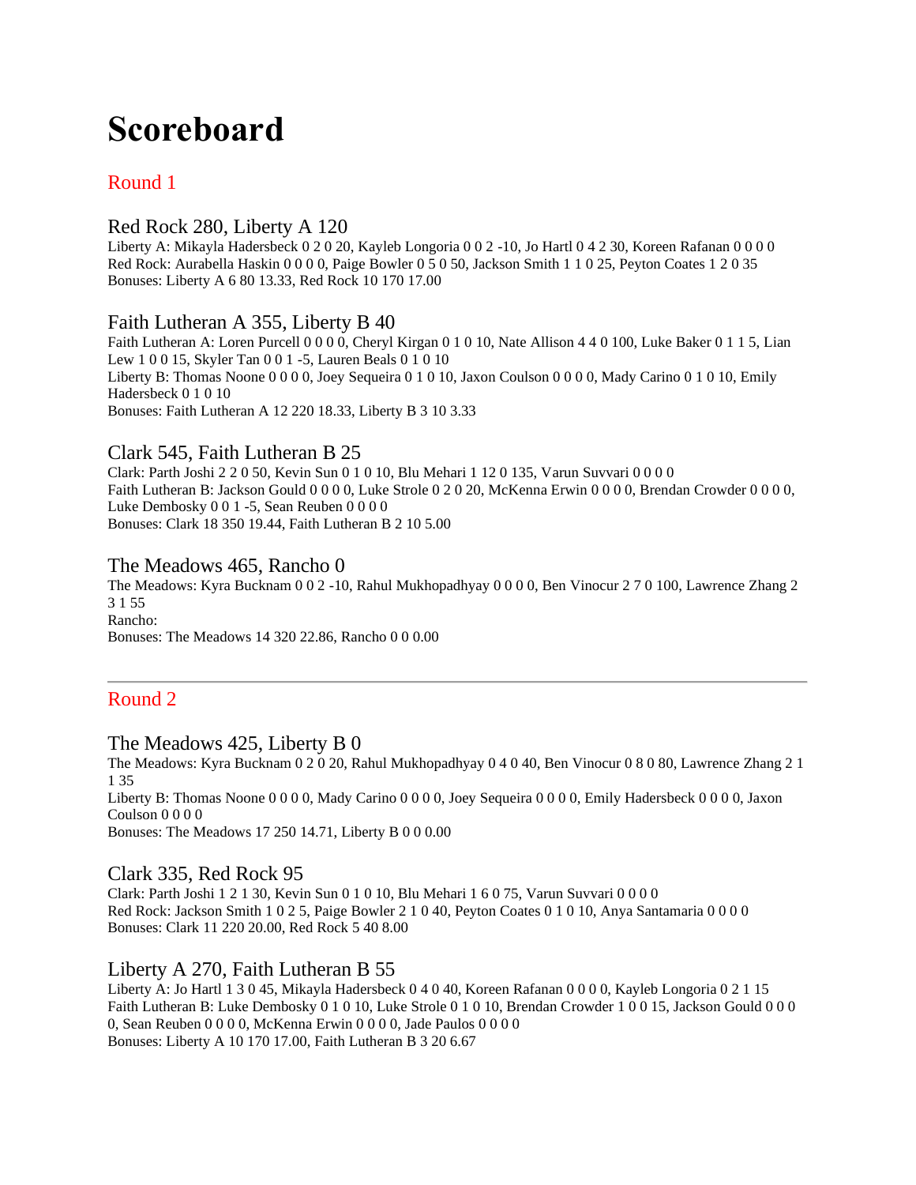# Scoreboard

## Round 1

### Red Rock 280, Liberty A 120

Liberty A: Mikayla Hadersbeck 0 2 0 20, Kayleb Longoria 0 0 2 -10, Jo Hartl 0 4 2 30, Koreen Rafanan 0 0 0 0
Red Rock: Aurabella Haskin 0 0 0 0, Paige Bowler 0 5 0 50, Jackson Smith 1 1 0 25, Peyton Coates 1 2 0 35
Bonuses: Liberty A 6 80 13.33, Red Rock 10 170 17.00

### Faith Lutheran A 355, Liberty B 40

Faith Lutheran A: Loren Purcell 0 0 0 0, Cheryl Kirgan 0 1 0 10, Nate Allison 4 4 0 100, Luke Baker 0 1 1 5, Lian Lew 1 0 0 15, Skyler Tan 0 0 1 -5, Lauren Beals 0 1 0 10
Liberty B: Thomas Noone 0 0 0 0, Joey Sequeira 0 1 0 10, Jaxon Coulson 0 0 0 0, Mady Carino 0 1 0 10, Emily Hadersbeck 0 1 0 10
Bonuses: Faith Lutheran A 12 220 18.33, Liberty B 3 10 3.33

### Clark 545, Faith Lutheran B 25

Clark: Parth Joshi 2 2 0 50, Kevin Sun 0 1 0 10, Blu Mehari 1 12 0 135, Varun Suvvari 0 0 0 0
Faith Lutheran B: Jackson Gould 0 0 0 0, Luke Strole 0 2 0 20, McKenna Erwin 0 0 0 0, Brendan Crowder 0 0 0 0, Luke Dembosky 0 0 1 -5, Sean Reuben 0 0 0 0
Bonuses: Clark 18 350 19.44, Faith Lutheran B 2 10 5.00

### The Meadows 465, Rancho 0

The Meadows: Kyra Bucknam 0 0 2 -10, Rahul Mukhopadhyay 0 0 0 0, Ben Vinocur 2 7 0 100, Lawrence Zhang 2 3 1 55
Rancho:
Bonuses: The Meadows 14 320 22.86, Rancho 0 0 0.00

---

## Round 2

### The Meadows 425, Liberty B 0

The Meadows: Kyra Bucknam 0 2 0 20, Rahul Mukhopadhyay 0 4 0 40, Ben Vinocur 0 8 0 80, Lawrence Zhang 2 1 1 35
Liberty B: Thomas Noone 0 0 0 0, Mady Carino 0 0 0 0, Joey Sequeira 0 0 0 0, Emily Hadersbeck 0 0 0 0, Jaxon Coulson 0 0 0 0
Bonuses: The Meadows 17 250 14.71, Liberty B 0 0 0.00

### Clark 335, Red Rock 95

Clark: Parth Joshi 1 2 1 30, Kevin Sun 0 1 0 10, Blu Mehari 1 6 0 75, Varun Suvvari 0 0 0 0
Red Rock: Jackson Smith 1 0 2 5, Paige Bowler 2 1 0 40, Peyton Coates 0 1 0 10, Anya Santamaria 0 0 0 0
Bonuses: Clark 11 220 20.00, Red Rock 5 40 8.00

### Liberty A 270, Faith Lutheran B 55

Liberty A: Jo Hartl 1 3 0 45, Mikayla Hadersbeck 0 4 0 40, Koreen Rafanan 0 0 0 0, Kayleb Longoria 0 2 1 15
Faith Lutheran B: Luke Dembosky 0 1 0 10, Luke Strole 0 1 0 10, Brendan Crowder 1 0 0 15, Jackson Gould 0 0 0 0, Sean Reuben 0 0 0 0, McKenna Erwin 0 0 0 0, Jade Paulos 0 0 0 0
Bonuses: Liberty A 10 170 17.00, Faith Lutheran B 3 20 6.67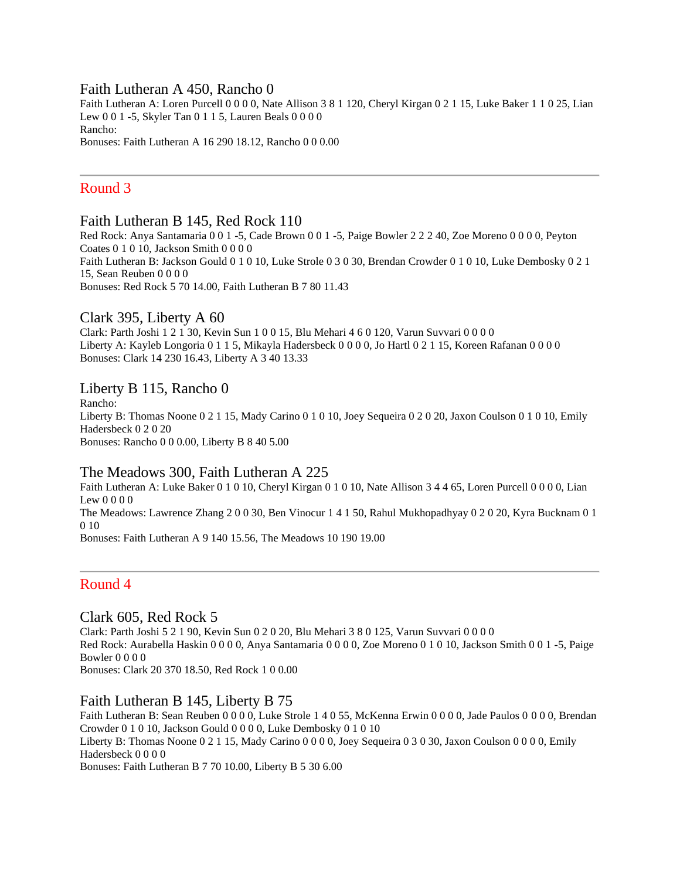### Faith Lutheran A 450, Rancho 0

Faith Lutheran A: Loren Purcell 0 0 0 0, Nate Allison 3 8 1 120, Cheryl Kirgan 0 2 1 15, Luke Baker 1 1 0 25, Lian Lew 0 0 1 -5, Skyler Tan 0 1 1 5, Lauren Beals 0 0 0 0
Rancho:
Bonuses: Faith Lutheran A 16 290 18.12, Rancho 0 0 0.00

---

## Round 3

### Faith Lutheran B 145, Red Rock 110

Red Rock: Anya Santamaria 0 0 1 -5, Cade Brown 0 0 1 -5, Paige Bowler 2 2 2 40, Zoe Moreno 0 0 0 0, Peyton Coates 0 1 0 10, Jackson Smith 0 0 0 0
Faith Lutheran B: Jackson Gould 0 1 0 10, Luke Strole 0 3 0 30, Brendan Crowder 0 1 0 10, Luke Dembosky 0 2 1 15, Sean Reuben 0 0 0 0
Bonuses: Red Rock 5 70 14.00, Faith Lutheran B 7 80 11.43

### Clark 395, Liberty A 60

Clark: Parth Joshi 1 2 1 30, Kevin Sun 1 0 0 15, Blu Mehari 4 6 0 120, Varun Suvvari 0 0 0 0
Liberty A: Kayleb Longoria 0 1 1 5, Mikayla Hadersbeck 0 0 0 0, Jo Hartl 0 2 1 15, Koreen Rafanan 0 0 0 0
Bonuses: Clark 14 230 16.43, Liberty A 3 40 13.33

### Liberty B 115, Rancho 0

Rancho:
Liberty B: Thomas Noone 0 2 1 15, Mady Carino 0 1 0 10, Joey Sequeira 0 2 0 20, Jaxon Coulson 0 1 0 10, Emily Hadersbeck 0 2 0 20
Bonuses: Rancho 0 0 0.00, Liberty B 8 40 5.00

### The Meadows 300, Faith Lutheran A 225

Faith Lutheran A: Luke Baker 0 1 0 10, Cheryl Kirgan 0 1 0 10, Nate Allison 3 4 4 65, Loren Purcell 0 0 0 0, Lian Lew 0 0 0 0
The Meadows: Lawrence Zhang 2 0 0 30, Ben Vinocur 1 4 1 50, Rahul Mukhopadhyay 0 2 0 20, Kyra Bucknam 0 1 0 10
Bonuses: Faith Lutheran A 9 140 15.56, The Meadows 10 190 19.00

---

## Round 4

### Clark 605, Red Rock 5

Clark: Parth Joshi 5 2 1 90, Kevin Sun 0 2 0 20, Blu Mehari 3 8 0 125, Varun Suvvari 0 0 0 0
Red Rock: Aurabella Haskin 0 0 0 0, Anya Santamaria 0 0 0 0, Zoe Moreno 0 1 0 10, Jackson Smith 0 0 1 -5, Paige Bowler 0 0 0 0
Bonuses: Clark 20 370 18.50, Red Rock 1 0 0.00

### Faith Lutheran B 145, Liberty B 75

Faith Lutheran B: Sean Reuben 0 0 0 0, Luke Strole 1 4 0 55, McKenna Erwin 0 0 0 0, Jade Paulos 0 0 0 0, Brendan Crowder 0 1 0 10, Jackson Gould 0 0 0 0, Luke Dembosky 0 1 0 10
Liberty B: Thomas Noone 0 2 1 15, Mady Carino 0 0 0 0, Joey Sequeira 0 3 0 30, Jaxon Coulson 0 0 0 0, Emily Hadersbeck 0 0 0 0
Bonuses: Faith Lutheran B 7 70 10.00, Liberty B 5 30 6.00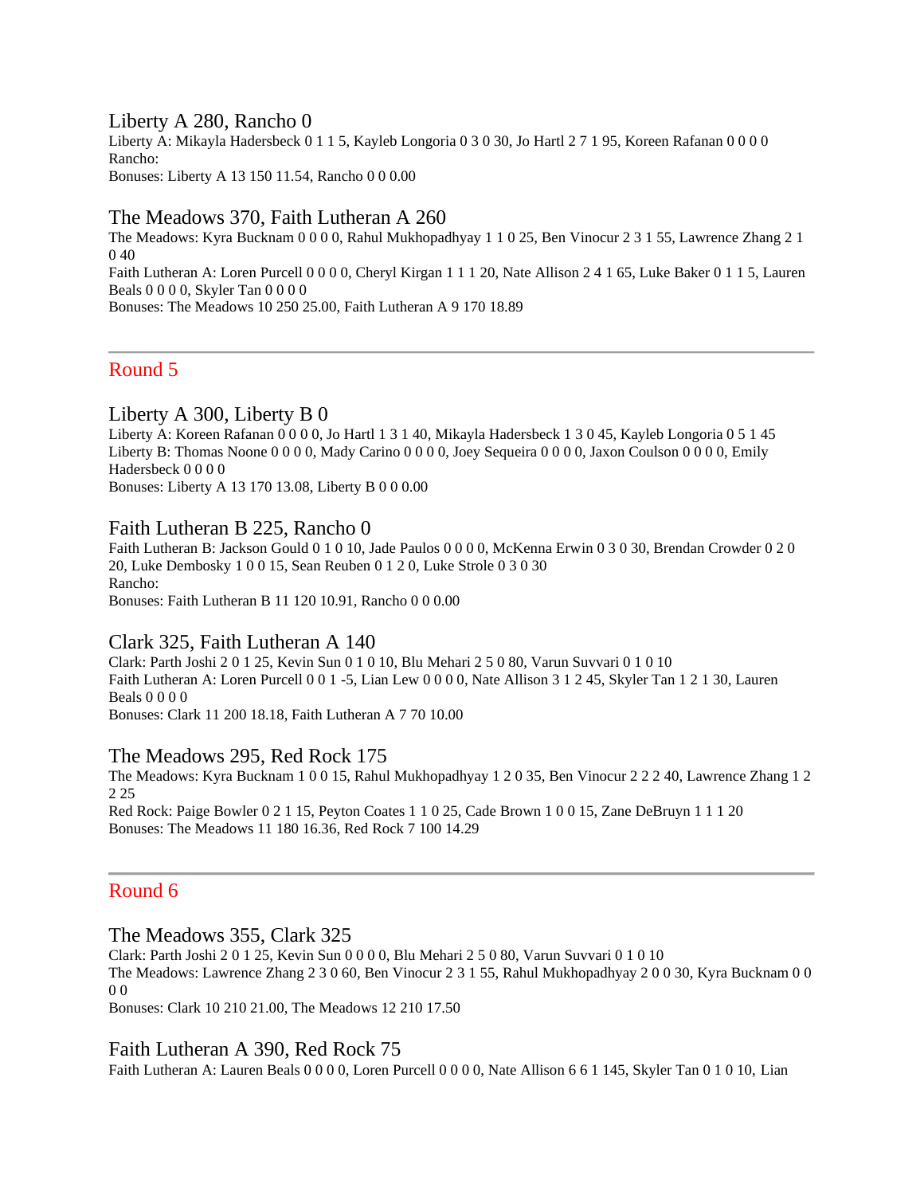### Liberty A 280, Rancho 0

Liberty A: Mikayla Hadersbeck 0 1 1 5, Kayleb Longoria 0 3 0 30, Jo Hartl 2 7 1 95, Koreen Rafanan 0 0 0 0
Rancho:
Bonuses: Liberty A 13 150 11.54, Rancho 0 0 0.00

### The Meadows 370, Faith Lutheran A 260

The Meadows: Kyra Bucknam 0 0 0 0, Rahul Mukhopadhyay 1 1 0 25, Ben Vinocur 2 3 1 55, Lawrence Zhang 2 1 0 40
Faith Lutheran A: Loren Purcell 0 0 0 0, Cheryl Kirgan 1 1 1 20, Nate Allison 2 4 1 65, Luke Baker 0 1 1 5, Lauren Beals 0 0 0 0, Skyler Tan 0 0 0 0
Bonuses: The Meadows 10 250 25.00, Faith Lutheran A 9 170 18.89

---

## Round 5

### Liberty A 300, Liberty B 0

Liberty A: Koreen Rafanan 0 0 0 0, Jo Hartl 1 3 1 40, Mikayla Hadersbeck 1 3 0 45, Kayleb Longoria 0 5 1 45
Liberty B: Thomas Noone 0 0 0 0, Mady Carino 0 0 0 0, Joey Sequeira 0 0 0 0, Jaxon Coulson 0 0 0 0, Emily Hadersbeck 0 0 0 0
Bonuses: Liberty A 13 170 13.08, Liberty B 0 0 0.00

### Faith Lutheran B 225, Rancho 0

Faith Lutheran B: Jackson Gould 0 1 0 10, Jade Paulos 0 0 0 0, McKenna Erwin 0 3 0 30, Brendan Crowder 0 2 0 20, Luke Dembosky 1 0 0 15, Sean Reuben 0 1 2 0, Luke Strole 0 3 0 30
Rancho:
Bonuses: Faith Lutheran B 11 120 10.91, Rancho 0 0 0.00

### Clark 325, Faith Lutheran A 140

Clark: Parth Joshi 2 0 1 25, Kevin Sun 0 1 0 10, Blu Mehari 2 5 0 80, Varun Suvvari 0 1 0 10
Faith Lutheran A: Loren Purcell 0 0 1 -5, Lian Lew 0 0 0 0, Nate Allison 3 1 2 45, Skyler Tan 1 2 1 30, Lauren Beals 0 0 0 0
Bonuses: Clark 11 200 18.18, Faith Lutheran A 7 70 10.00

### The Meadows 295, Red Rock 175

The Meadows: Kyra Bucknam 1 0 0 15, Rahul Mukhopadhyay 1 2 0 35, Ben Vinocur 2 2 2 40, Lawrence Zhang 1 2 2 25
Red Rock: Paige Bowler 0 2 1 15, Peyton Coates 1 1 0 25, Cade Brown 1 0 0 15, Zane DeBruyn 1 1 1 20
Bonuses: The Meadows 11 180 16.36, Red Rock 7 100 14.29

---

## Round 6

### The Meadows 355, Clark 325

Clark: Parth Joshi 2 0 1 25, Kevin Sun 0 0 0 0, Blu Mehari 2 5 0 80, Varun Suvvari 0 1 0 10
The Meadows: Lawrence Zhang 2 3 0 60, Ben Vinocur 2 3 1 55, Rahul Mukhopadhyay 2 0 0 30, Kyra Bucknam 0 0 0 0
Bonuses: Clark 10 210 21.00, The Meadows 12 210 17.50

### Faith Lutheran A 390, Red Rock 75

Faith Lutheran A: Lauren Beals 0 0 0 0, Loren Purcell 0 0 0 0, Nate Allison 6 6 1 145, Skyler Tan 0 1 0 10, Lian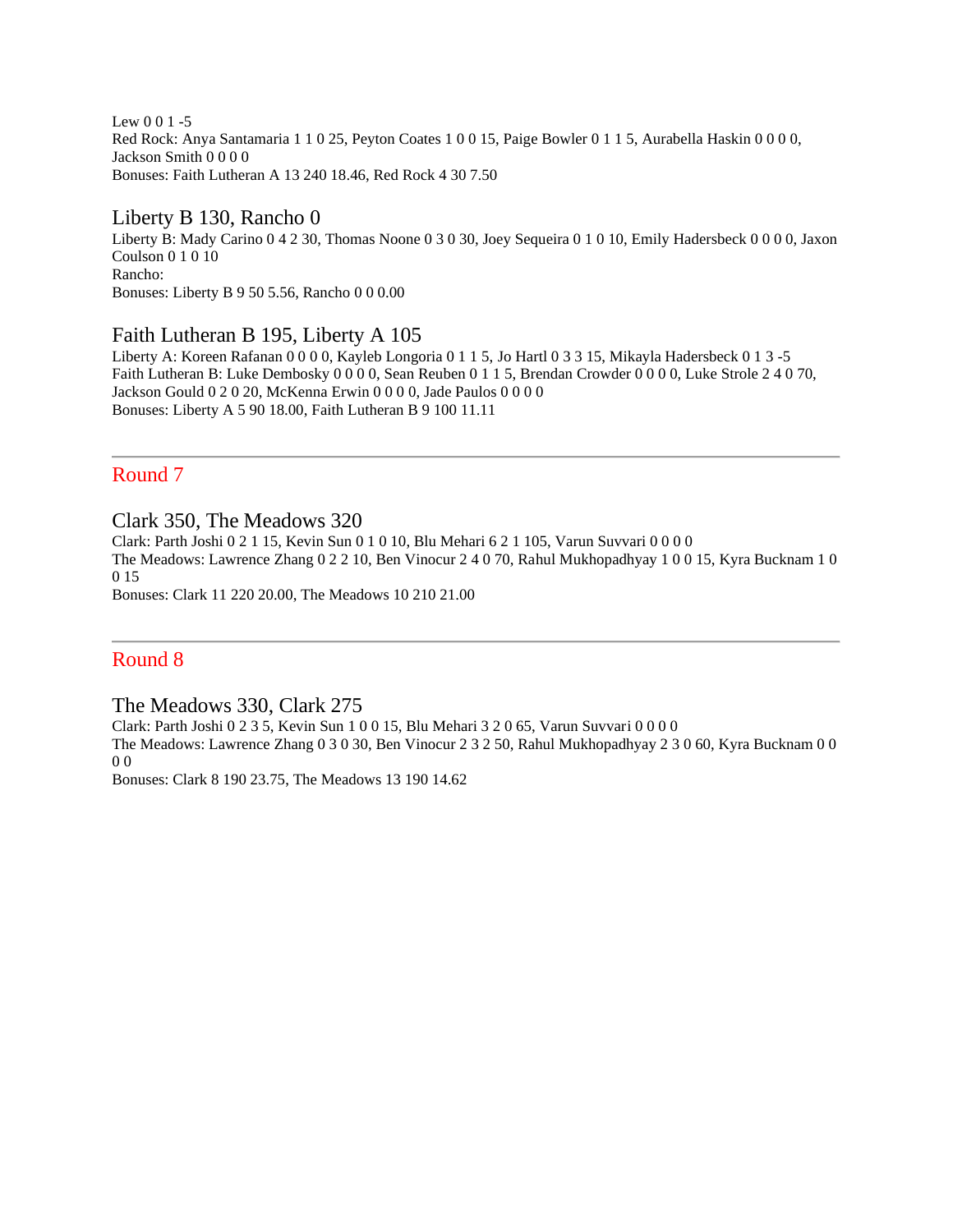Lew 0 0 1 -5
Red Rock: Anya Santamaria 1 1 0 25, Peyton Coates 1 0 0 15, Paige Bowler 0 1 1 5, Aurabella Haskin 0 0 0 0, Jackson Smith 0 0 0 0
Bonuses: Faith Lutheran A 13 240 18.46, Red Rock 4 30 7.50

### Liberty B 130, Rancho 0

Liberty B: Mady Carino 0 4 2 30, Thomas Noone 0 3 0 30, Joey Sequeira 0 1 0 10, Emily Hadersbeck 0 0 0 0, Jaxon Coulson 0 1 0 10
Rancho:
Bonuses: Liberty B 9 50 5.56, Rancho 0 0 0.00

### Faith Lutheran B 195, Liberty A 105

Liberty A: Koreen Rafanan 0 0 0 0, Kayleb Longoria 0 1 1 5, Jo Hartl 0 3 3 15, Mikayla Hadersbeck 0 1 3 -5
Faith Lutheran B: Luke Dembosky 0 0 0 0, Sean Reuben 0 1 1 5, Brendan Crowder 0 0 0 0, Luke Strole 2 4 0 70, Jackson Gould 0 2 0 20, McKenna Erwin 0 0 0 0, Jade Paulos 0 0 0 0
Bonuses: Liberty A 5 90 18.00, Faith Lutheran B 9 100 11.11

---

## Round 7

### Clark 350, The Meadows 320

Clark: Parth Joshi 0 2 1 15, Kevin Sun 0 1 0 10, Blu Mehari 6 2 1 105, Varun Suvvari 0 0 0 0
The Meadows: Lawrence Zhang 0 2 2 10, Ben Vinocur 2 4 0 70, Rahul Mukhopadhyay 1 0 0 15, Kyra Bucknam 1 0 0 15
Bonuses: Clark 11 220 20.00, The Meadows 10 210 21.00

---

## Round 8

### The Meadows 330, Clark 275

Clark: Parth Joshi 0 2 3 5, Kevin Sun 1 0 0 15, Blu Mehari 3 2 0 65, Varun Suvvari 0 0 0 0
The Meadows: Lawrence Zhang 0 3 0 30, Ben Vinocur 2 3 2 50, Rahul Mukhopadhyay 2 3 0 60, Kyra Bucknam 0 0 0 0
Bonuses: Clark 8 190 23.75, The Meadows 13 190 14.62